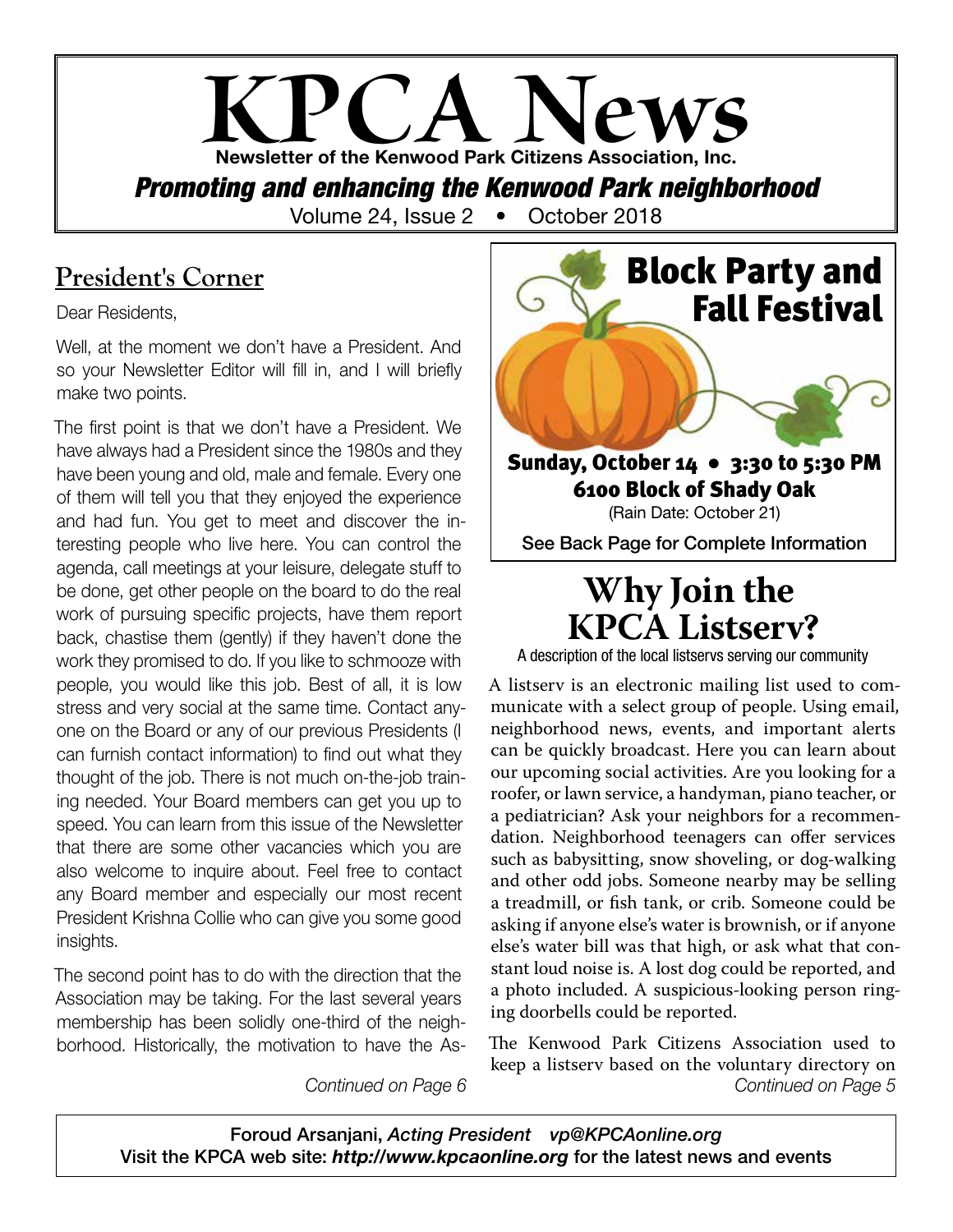# KPCA News

**Newsletter of the Kenwood Park Citizens Association, Inc.**

***Promoting and enhancing the Kenwood Park neighborhood***

Volume 24, Issue 2 • October 2018

## President's Corner

Dear Residents,

Well, at the moment we don't have a President. And so your Newsletter Editor will fill in, and I will briefly make two points.

The first point is that we don't have a President. We have always had a President since the 1980s and they have been young and old, male and female. Every one of them will tell you that they enjoyed the experience and had fun. You get to meet and discover the interesting people who live here. You can control the agenda, call meetings at your leisure, delegate stuff to be done, get other people on the board to do the real work of pursuing specific projects, have them report back, chastise them (gently) if they haven't done the work they promised to do. If you like to schmooze with people, you would like this job. Best of all, it is low stress and very social at the same time. Contact anyone on the Board or any of our previous Presidents (I can furnish contact information) to find out what they thought of the job. There is not much on-the-job training needed. Your Board members can get you up to speed. You can learn from this issue of the Newsletter that there are some other vacancies which you are also welcome to inquire about. Feel free to contact any Board member and especially our most recent President Krishna Collie who can give you some good insights.

The second point has to do with the direction that the Association may be taking. For the last several years membership has been solidly one-third of the neighborhood. Historically, the motivation to have the As-

*Continued on Page 6*

## Block Party and Fall Festival

**Sunday, October 14 • 3:30 to 5:30 PM**

**6100 Block of Shady Oak**

(Rain Date: October 21)

See Back Page for Complete Information

## Why Join the KPCA Listserv?

A description of the local listservs serving our community

A listserv is an electronic mailing list used to communicate with a select group of people. Using email, neighborhood news, events, and important alerts can be quickly broadcast. Here you can learn about our upcoming social activities. Are you looking for a roofer, or lawn service, a handyman, piano teacher, or a pediatrician? Ask your neighbors for a recommendation. Neighborhood teenagers can offer services such as babysitting, snow shoveling, or dog-walking and other odd jobs. Someone nearby may be selling a treadmill, or fish tank, or crib. Someone could be asking if anyone else's water is brownish, or if anyone else's water bill was that high, or ask what that constant loud noise is. A lost dog could be reported, and a photo included. A suspicious-looking person ringing doorbells could be reported.

The Kenwood Park Citizens Association used to keep a listserv based on the voluntary directory on

*Continued on Page 5*

Foroud Arsanjani, *Acting President* *vp@KPCAonline.org*
Visit the KPCA web site: ***http://www.kpcaonline.org*** for the latest news and events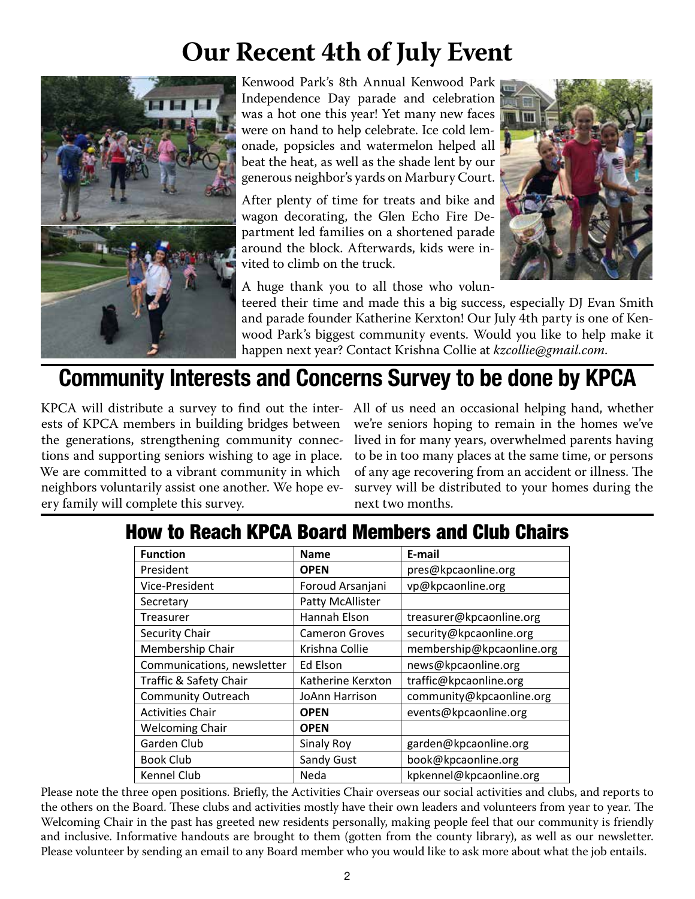# Our Recent 4th of July Event

Kenwood Park's 8th Annual Kenwood Park Independence Day parade and celebration was a hot one this year! Yet many new faces were on hand to help celebrate. Ice cold lemonade, popsicles and watermelon helped all beat the heat, as well as the shade lent by our generous neighbor's yards on Marbury Court.

After plenty of time for treats and bike and wagon decorating, the Glen Echo Fire Department led families on a shortened parade around the block. Afterwards, kids were invited to climb on the truck.

A huge thank you to all those who volunteered their time and made this a big success, especially DJ Evan Smith and parade founder Katherine Kerxton! Our July 4th party is one of Kenwood Park's biggest community events. Would you like to help make it happen next year? Contact Krishna Collie at *kzcollie@gmail.com*.

# Community Interests and Concerns Survey to be done by KPCA

KPCA will distribute a survey to find out the interests of KPCA members in building bridges between the generations, strengthening community connections and supporting seniors wishing to age in place. We are committed to a vibrant community in which neighbors voluntarily assist one another. We hope every family will complete this survey.

All of us need an occasional helping hand, whether we're seniors hoping to remain in the homes we've lived in for many years, overwhelmed parents having to be in too many places at the same time, or persons of any age recovering from an accident or illness. The survey will be distributed to your homes during the next two months.

## How to Reach KPCA Board Members and Club Chairs

| Function | Name | E-mail |
|---|---|---|
| President | **OPEN** | pres@kpcaonline.org |
| Vice-President | Foroud Arsanjani | vp@kpcaonline.org |
| Secretary | Patty McAllister | |
| Treasurer | Hannah Elson | treasurer@kpcaonline.org |
| Security Chair | Cameron Groves | security@kpcaonline.org |
| Membership Chair | Krishna Collie | membership@kpcaonline.org |
| Communications, newsletter | Ed Elson | news@kpcaonline.org |
| Traffic & Safety Chair | Katherine Kerxton | traffic@kpcaonline.org |
| Community Outreach | JoAnn Harrison | community@kpcaonline.org |
| Activities Chair | **OPEN** | events@kpcaonline.org |
| Welcoming Chair | **OPEN** | |
| Garden Club | Sinaly Roy | garden@kpcaonline.org |
| Book Club | Sandy Gust | book@kpcaonline.org |
| Kennel Club | Neda | kpkennel@kpcaonline.org |

Please note the three open positions. Briefly, the Activities Chair oversees our social activities and clubs, and reports to the others on the Board. These clubs and activities mostly have their own leaders and volunteers from year to year. The Welcoming Chair in the past has greeted new residents personally, making people feel that our community is friendly and inclusive. Informative handouts are brought to them (gotten from the county library), as well as our newsletter. Please volunteer by sending an email to any Board member who you would like to ask more about what the job entails.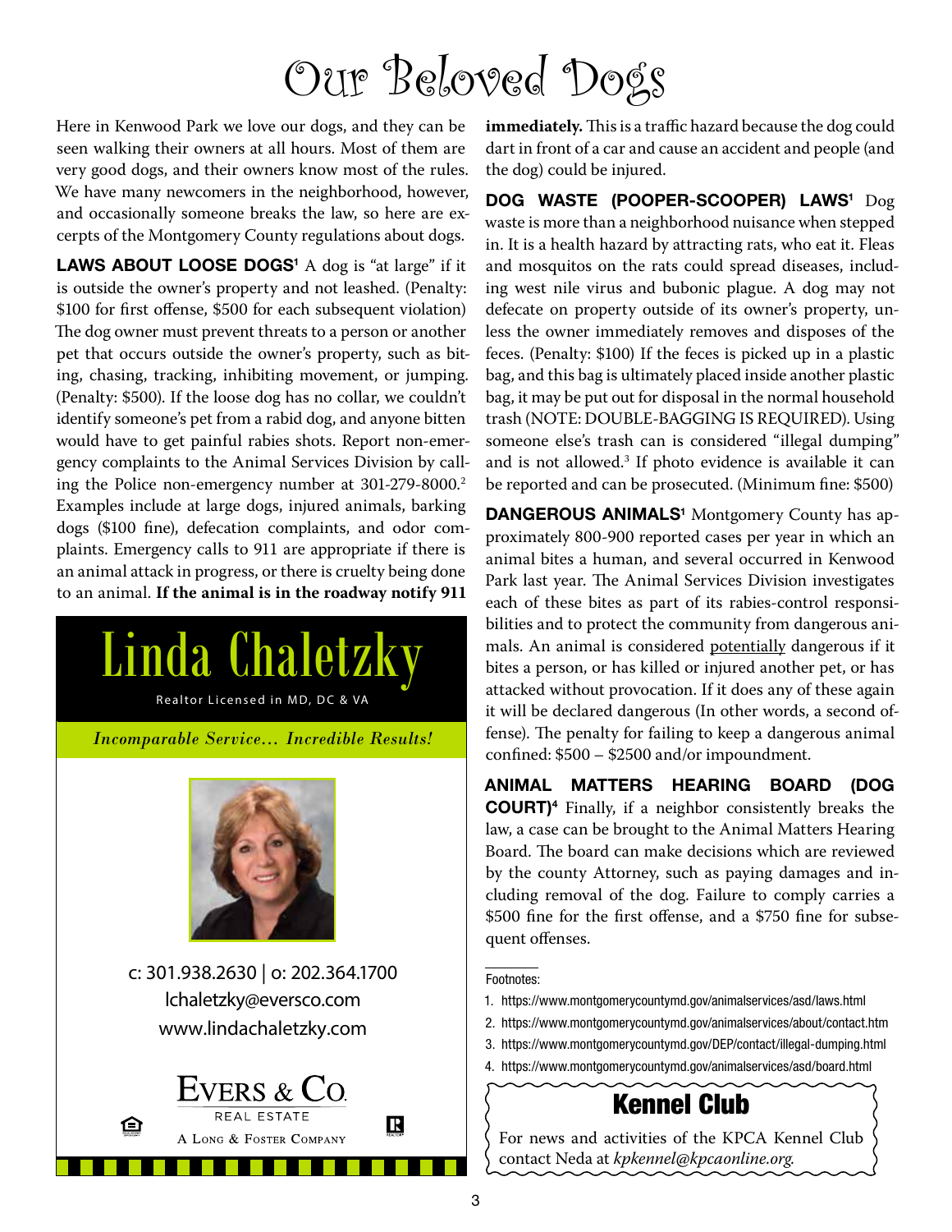# Our Beloved Dogs

Here in Kenwood Park we love our dogs, and they can be seen walking their owners at all hours. Most of them are very good dogs, and their owners know most of the rules. We have many newcomers in the neighborhood, however, and occasionally someone breaks the law, so here are excerpts of the Montgomery County regulations about dogs.

**LAWS ABOUT LOOSE DOGS**[1] A dog is "at large" if it is outside the owner's property and not leashed. (Penalty: $100 for first offense, $500 for each subsequent violation) The dog owner must prevent threats to a person or another pet that occurs outside the owner's property, such as biting, chasing, tracking, inhibiting movement, or jumping. (Penalty: $500). If the loose dog has no collar, we couldn't identify someone's pet from a rabid dog, and anyone bitten would have to get painful rabies shots. Report non-emergency complaints to the Animal Services Division by calling the Police non-emergency number at 301-279-8000.[2] Examples include at large dogs, injured animals, barking dogs ($100 fine), defecation complaints, and odor complaints. Emergency calls to 911 are appropriate if there is an animal attack in progress, or there is cruelty being done to an animal. **If the animal is in the roadway notify 911 immediately.** This is a traffic hazard because the dog could dart in front of a car and cause an accident and people (and the dog) could be injured.

**DOG WASTE (POOPER-SCOOPER) LAWS**[1] Dog waste is more than a neighborhood nuisance when stepped in. It is a health hazard by attracting rats, who eat it. Fleas and mosquitos on the rats could spread diseases, including west nile virus and bubonic plague. A dog may not defecate on property outside of its owner's property, unless the owner immediately removes and disposes of the feces. (Penalty: $100) If the feces is picked up in a plastic bag, and this bag is ultimately placed inside another plastic bag, it may be put out for disposal in the normal household trash (NOTE: DOUBLE-BAGGING IS REQUIRED). Using someone else's trash can is considered "illegal dumping" and is not allowed.[3] If photo evidence is available it can be reported and can be prosecuted. (Minimum fine: $500)

**DANGEROUS ANIMALS**[1] Montgomery County has approximately 800-900 reported cases per year in which an animal bites a human, and several occurred in Kenwood Park last year. The Animal Services Division investigates each of these bites as part of its rabies-control responsibilities and to protect the community from dangerous animals. An animal is considered potentially dangerous if it bites a person, or has killed or injured another pet, or has attacked without provocation. If it does any of these again it will be declared dangerous (In other words, a second offense). The penalty for failing to keep a dangerous animal confined: $500 – $2500 and/or impoundment.

**ANIMAL MATTERS HEARING BOARD (DOG COURT)**[4] Finally, if a neighbor consistently breaks the law, a case can be brought to the Animal Matters Hearing Board. The board can make decisions which are reviewed by the county Attorney, such as paying damages and including removal of the dog. Failure to comply carries a $500 fine for the first offense, and a $750 fine for subsequent offenses.

Footnotes:

1. https://www.montgomerycountymd.gov/animalservices/asd/laws.html
2. https://www.montgomerycountymd.gov/animalservices/about/contact.htm
3. https://www.montgomerycountymd.gov/DEP/contact/illegal-dumping.html
4. https://www.montgomerycountymd.gov/animalservices/asd/board.html

## Linda Chaletzky

Realtor Licensed in MD, DC & VA

*Incomparable Service… Incredible Results!*

c: 301.938.2630 | o: 202.364.1700
lchaletzky@eversco.com
www.lindachaletzky.com

EVERS & CO.
REAL ESTATE
A LONG & FOSTER COMPANY

## Kennel Club

For news and activities of the KPCA Kennel Club contact Neda at *kpkennel@kpcaonline.org.*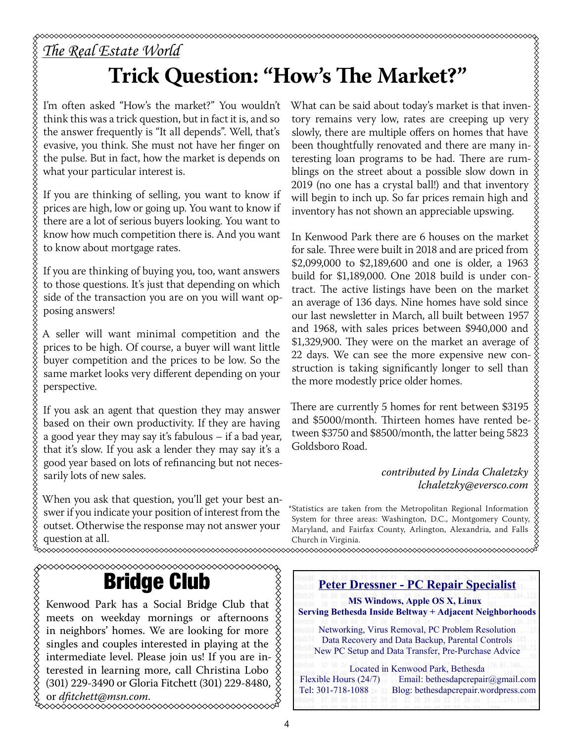*The Real Estate World*

# Trick Question: "How's The Market?"

I'm often asked "How's the market?" You wouldn't think this was a trick question, but in fact it is, and so the answer frequently is "It all depends". Well, that's evasive, you think. She must not have her finger on the pulse. But in fact, how the market is depends on what your particular interest is.

If you are thinking of selling, you want to know if prices are high, low or going up. You want to know if there are a lot of serious buyers looking. You want to know how much competition there is. And you want to know about mortgage rates.

If you are thinking of buying you, too, want answers to those questions. It's just that depending on which side of the transaction you are on you will want opposing answers!

A seller will want minimal competition and the prices to be high. Of course, a buyer will want little buyer competition and the prices to be low. So the same market looks very different depending on your perspective.

If you ask an agent that question they may answer based on their own productivity. If they are having a good year they may say it's fabulous – if a bad year, that it's slow. If you ask a lender they may say it's a good year based on lots of refinancing but not necessarily lots of new sales.

When you ask that question, you'll get your best answer if you indicate your position of interest from the outset. Otherwise the response may not answer your question at all.

What can be said about today's market is that inventory remains very low, rates are creeping up very slowly, there are multiple offers on homes that have been thoughtfully renovated and there are many interesting loan programs to be had. There are rumblings on the street about a possible slow down in 2019 (no one has a crystal ball!) and that inventory will begin to inch up. So far prices remain high and inventory has not shown an appreciable upswing.

In Kenwood Park there are 6 houses on the market for sale. Three were built in 2018 and are priced from $2,099,000 to $2,189,600 and one is older, a 1963 build for $1,189,000. One 2018 build is under contract. The active listings have been on the market an average of 136 days. Nine homes have sold since our last newsletter in March, all built between 1957 and 1968, with sales prices between $940,000 and $1,329,900. They were on the market an average of 22 days. We can see the more expensive new construction is taking significantly longer to sell than the more modestly price older homes.

There are currently 5 homes for rent between $3195 and $5000/month. Thirteen homes have rented between $3750 and $8500/month, the latter being 5823 Goldsboro Road.

*contributed by Linda Chaletzky*
*lchaletzky@eversco.com*

*Statistics are taken from the Metropolitan Regional Information System for three areas: Washington, D.C., Montgomery County, Maryland, and Fairfax County, Arlington, Alexandria, and Falls Church in Virginia.

# Bridge Club

Kenwood Park has a Social Bridge Club that meets on weekday mornings or afternoons in neighbors' homes. We are looking for more singles and couples interested in playing at the intermediate level. Please join us! If you are interested in learning more, call Christina Lobo (301) 229-3490 or Gloria Fitchett (301) 229-8480, or *dfitchett@msn.com*.

**Peter Dressner - PC Repair Specialist**

**MS Windows, Apple OS X, Linux**
**Serving Bethesda Inside Beltway + Adjacent Neighborhoods**

Networking, Virus Removal, PC Problem Resolution
Data Recovery and Data Backup, Parental Controls
New PC Setup and Data Transfer, Pre-Purchase Advice

Located in Kenwood Park, Bethesda
Flexible Hours (24/7) Email: bethesdapcrepair@gmail.com
Tel: 301-718-1088 Blog: bethesdapcrepair.wordpress.com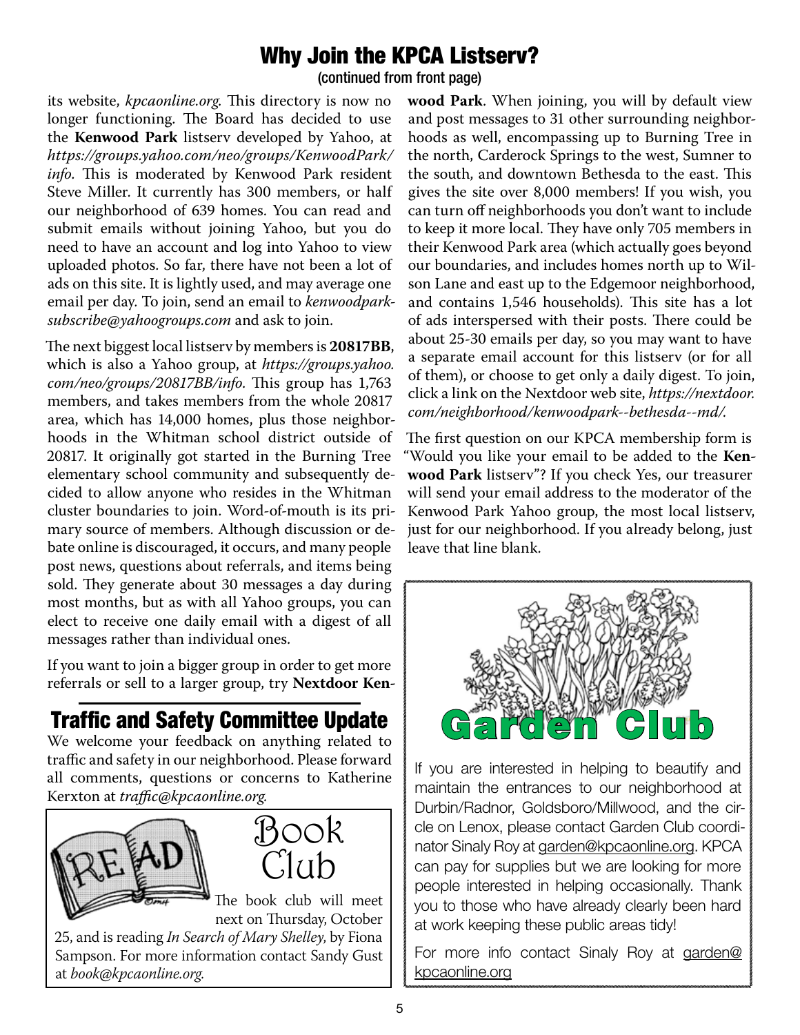## Why Join the KPCA Listserv?

(continued from front page)

its website, *kpcaonline.org*. This directory is now no longer functioning. The Board has decided to use the **Kenwood Park** listserv developed by Yahoo, at *https://groups.yahoo.com/neo/groups/KenwoodPark/info*. This is moderated by Kenwood Park resident Steve Miller. It currently has 300 members, or half our neighborhood of 639 homes. You can read and submit emails without joining Yahoo, but you do need to have an account and log into Yahoo to view uploaded photos. So far, there have not been a lot of ads on this site. It is lightly used, and may average one email per day. To join, send an email to *kenwoodpark-subscribe@yahoogroups.com* and ask to join.

The next biggest local listserv by members is **20817BB**, which is also a Yahoo group, at *https://groups.yahoo.com/neo/groups/20817BB/info*. This group has 1,763 members, and takes members from the whole 20817 area, which has 14,000 homes, plus those neighborhoods in the Whitman school district outside of 20817. It originally got started in the Burning Tree elementary school community and subsequently decided to allow anyone who resides in the Whitman cluster boundaries to join. Word-of-mouth is its primary source of members. Although discussion or debate online is discouraged, it occurs, and many people post news, questions about referrals, and items being sold. They generate about 30 messages a day during most months, but as with all Yahoo groups, you can elect to receive one daily email with a digest of all messages rather than individual ones.

If you want to join a bigger group in order to get more referrals or sell to a larger group, try **Nextdoor Kenwood Park**. When joining, you will by default view and post messages to 31 other surrounding neighborhoods as well, encompassing up to Burning Tree in the north, Carderock Springs to the west, Sumner to the south, and downtown Bethesda to the east. This gives the site over 8,000 members! If you wish, you can turn off neighborhoods you don't want to include to keep it more local. They have only 705 members in their Kenwood Park area (which actually goes beyond our boundaries, and includes homes north up to Wilson Lane and east up to the Edgemoor neighborhood, and contains 1,546 households). This site has a lot of ads interspersed with their posts. There could be about 25-30 emails per day, so you may want to have a separate email account for this listserv (or for all of them), or choose to get only a daily digest. To join, click a link on the Nextdoor web site, *https://nextdoor.com/neighborhood/kenwoodpark--bethesda--md/.*

The first question on our KPCA membership form is "Would you like your email to be added to the **Kenwood Park** listserv"? If you check Yes, our treasurer will send your email address to the moderator of the Kenwood Park Yahoo group, the most local listserv, just for our neighborhood. If you already belong, just leave that line blank.

## Traffic and Safety Committee Update

We welcome your feedback on anything related to traffic and safety in our neighborhood. Please forward all comments, questions or concerns to Katherine Kerxton at *traffic@kpcaonline.org.*

## Book Club

The book club will meet next on Thursday, October 25, and is reading *In Search of Mary Shelley*, by Fiona Sampson. For more information contact Sandy Gust at *book@kpcaonline.org.*

## Garden Club

If you are interested in helping to beautify and maintain the entrances to our neighborhood at Durbin/Radnor, Goldsboro/Millwood, and the circle on Lenox, please contact Garden Club coordinator Sinaly Roy at garden@kpcaonline.org. KPCA can pay for supplies but we are looking for more people interested in helping occasionally. Thank you to those who have already clearly been hard at work keeping these public areas tidy!

For more info contact Sinaly Roy at garden@kpcaonline.org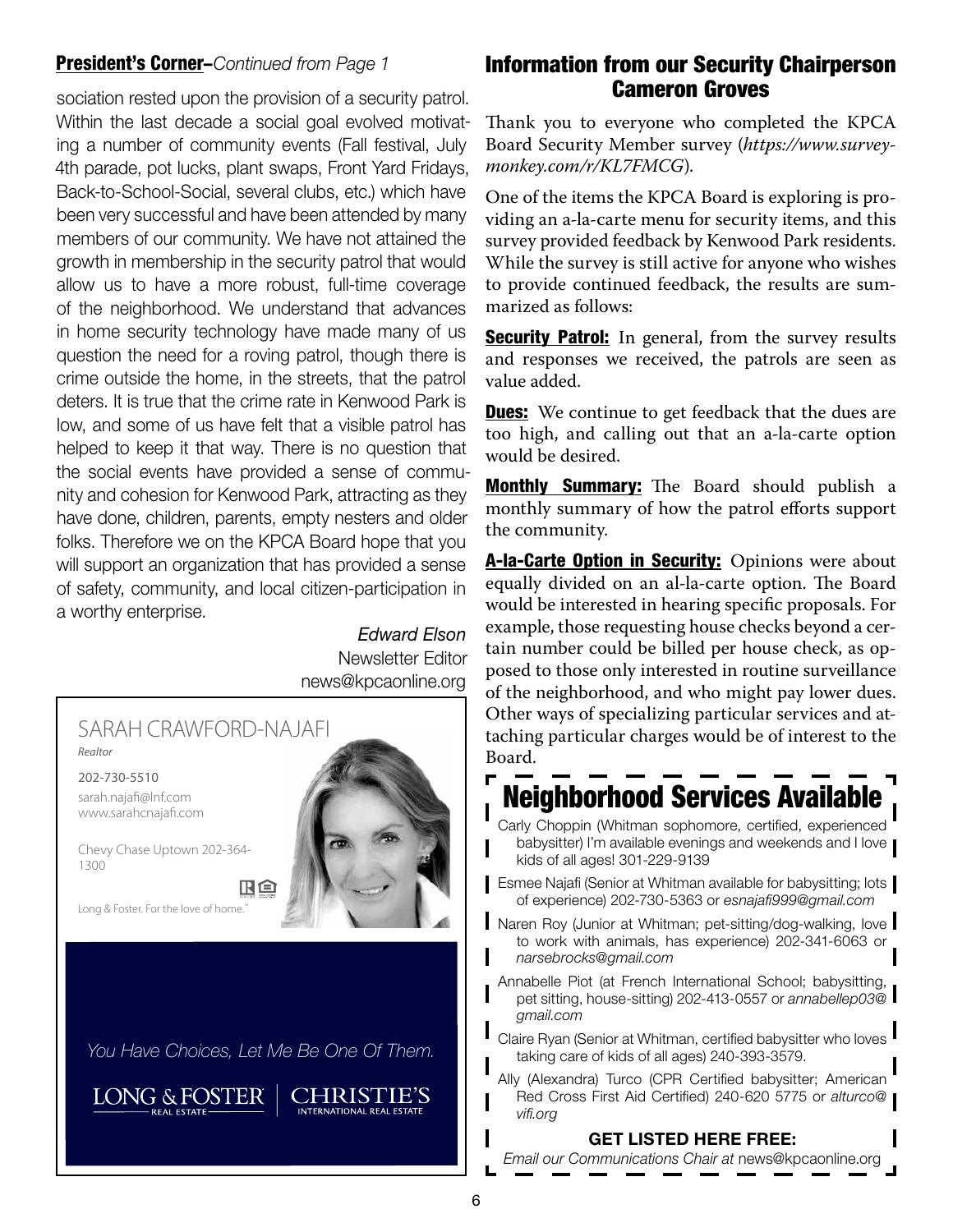**President's Corner**–*Continued from Page 1*

sociation rested upon the provision of a security patrol. Within the last decade a social goal evolved motivating a number of community events (Fall festival, July 4th parade, pot lucks, plant swaps, Front Yard Fridays, Back-to-School-Social, several clubs, etc.) which have been very successful and have been attended by many members of our community. We have not attained the growth in membership in the security patrol that would allow us to have a more robust, full-time coverage of the neighborhood. We understand that advances in home security technology have made many of us question the need for a roving patrol, though there is crime outside the home, in the streets, that the patrol deters. It is true that the crime rate in Kenwood Park is low, and some of us have felt that a visible patrol has helped to keep it that way. There is no question that the social events have provided a sense of community and cohesion for Kenwood Park, attracting as they have done, children, parents, empty nesters and older folks. Therefore we on the KPCA Board hope that you will support an organization that has provided a sense of safety, community, and local citizen-participation in a worthy enterprise.

*Edward Elson*
Newsletter Editor
news@kpcaonline.org

SARAH CRAWFORD-NAJAFI
*Realtor*

202-730-5510
sarah.najafi@lnf.com
www.sarahcnajafi.com

Chevy Chase Uptown 202-364-1300

Long & Foster. For the love of home.™

*You Have Choices, Let Me Be One Of Them.*

LONG & FOSTER REAL ESTATE | CHRISTIE'S INTERNATIONAL REAL ESTATE

## Information from our Security Chairperson Cameron Groves

Thank you to everyone who completed the KPCA Board Security Member survey (*https://www.surveymonkey.com/r/KL7FMCG*).

One of the items the KPCA Board is exploring is providing an a-la-carte menu for security items, and this survey provided feedback by Kenwood Park residents. While the survey is still active for anyone who wishes to provide continued feedback, the results are summarized as follows:

**Security Patrol:** In general, from the survey results and responses we received, the patrols are seen as value added.

**Dues:** We continue to get feedback that the dues are too high, and calling out that an a-la-carte option would be desired.

**Monthly Summary:** The Board should publish a monthly summary of how the patrol efforts support the community.

**A-la-Carte Option in Security:** Opinions were about equally divided on an al-la-carte option. The Board would be interested in hearing specific proposals. For example, those requesting house checks beyond a certain number could be billed per house check, as opposed to those only interested in routine surveillance of the neighborhood, and who might pay lower dues. Other ways of specializing particular services and attaching particular charges would be of interest to the Board.

## Neighborhood Services Available

Carly Choppin (Whitman sophomore, certified, experienced babysitter) I'm available evenings and weekends and I love kids of all ages! 301-229-9139

Esmee Najafi (Senior at Whitman available for babysitting; lots of experience) 202-730-5363 or *esnajafi999@gmail.com*

Naren Roy (Junior at Whitman; pet-sitting/dog-walking, love to work with animals, has experience) 202-341-6063 or *narsebrocks@gmail.com*

Annabelle Piot (at French International School; babysitting, pet sitting, house-sitting) 202-413-0557 or *annabellep03@gmail.com*

Claire Ryan (Senior at Whitman, certified babysitter who loves taking care of kids of all ages) 240-393-3579.

Ally (Alexandra) Turco (CPR Certified babysitter; American Red Cross First Aid Certified) 240-620 5775 or *alturco@vifi.org*

**GET LISTED HERE FREE:**
*Email our Communications Chair at* news@kpcaonline.org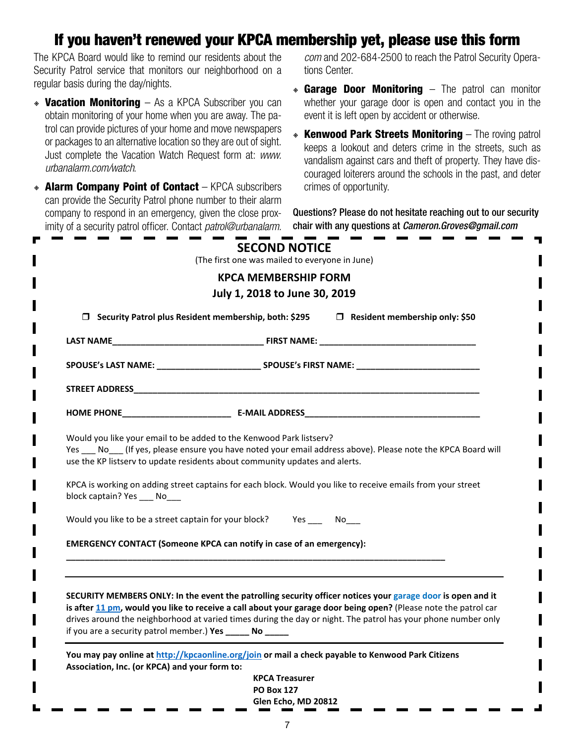# If you haven't renewed your KPCA membership yet, please use this form

The KPCA Board would like to remind our residents about the Security Patrol service that monitors our neighborhood on a regular basis during the day/nights.

- **Vacation Monitoring** – As a KPCA Subscriber you can obtain monitoring of your home when you are away. The patrol can provide pictures of your home and move newspapers or packages to an alternative location so they are out of sight. Just complete the Vacation Watch Request form at: *www.urbanalarm.com/watch*.
- **Alarm Company Point of Contact** – KPCA subscribers can provide the Security Patrol phone number to their alarm company to respond in an emergency, given the close proximity of a security patrol officer. Contact *patrol@urbanalarm.com* and 202-684-2500 to reach the Patrol Security Operations Center.
- **Garage Door Monitoring** – The patrol can monitor whether your garage door is open and contact you in the event it is left open by accident or otherwise.
- **Kenwood Park Streets Monitoring** – The roving patrol keeps a lookout and deters crime in the streets, such as vandalism against cars and theft of property. They have discouraged loiterers around the schools in the past, and deter crimes of opportunity.

**Questions? Please do not hesitate reaching out to our security chair with any questions at *Cameron.Groves@gmail.com***

---

## SECOND NOTICE

(The first one was mailed to everyone in June)

### KPCA MEMBERSHIP FORM

### July 1, 2018 to June 30, 2019

☐ **Security Patrol plus Resident membership, both: $295** ☐ **Resident membership only: $50**

**LAST NAME**_______________________________ **FIRST NAME:** _________________________________

**SPOUSE's LAST NAME:** _____________________ **SPOUSE's FIRST NAME:** _________________________

**STREET ADDRESS**___________________________________________________________________________

**HOME PHONE**______________________ **E-MAIL ADDRESS**____________________________________

Would you like your email to be added to the Kenwood Park listserv?
Yes ___ No___ (If yes, please ensure you have noted your email address above). Please note the KPCA Board will use the KP listserv to update residents about community updates and alerts.

KPCA is working on adding street captains for each block. Would you like to receive emails from your street block captain? Yes ___ No___

Would you like to be a street captain for your block? Yes ___ No___

**EMERGENCY CONTACT (Someone KPCA can notify in case of an emergency):**

_______________________________________________________________________________

**SECURITY MEMBERS ONLY: In the event the patrolling security officer notices your garage door is open and it is after 11 pm, would you like to receive a call about your garage door being open?** (Please note the patrol car drives around the neighborhood at varied times during the day or night. The patrol has your phone number only if you are a security patrol member.) **Yes** _____ **No** _____

**You may pay online at http://kpcaonline.org/join or mail a check payable to Kenwood Park Citizens Association, Inc. (or KPCA) and your form to:**

**KPCA Treasurer**
**PO Box 127**
**Glen Echo, MD 20812**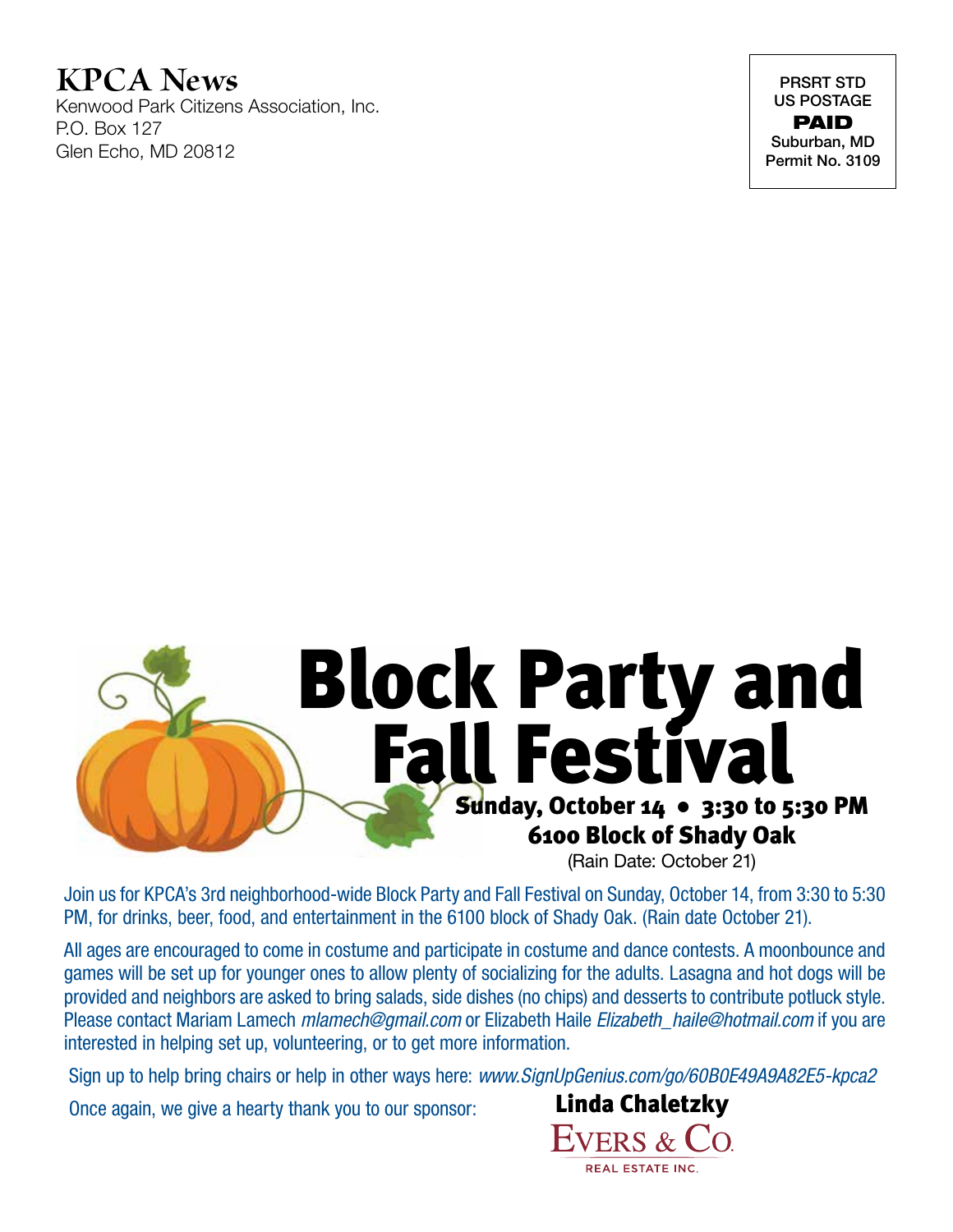**KPCA News**
Kenwood Park Citizens Association, Inc.
P.O. Box 127
Glen Echo, MD 20812

PRSRT STD
US POSTAGE
**PAID**
Suburban, MD
Permit No. 3109

# Block Party and Fall Festival

**Sunday, October 14 • 3:30 to 5:30 PM**
**6100 Block of Shady Oak**
(Rain Date: October 21)

Join us for KPCA's 3rd neighborhood-wide Block Party and Fall Festival on Sunday, October 14, from 3:30 to 5:30 PM, for drinks, beer, food, and entertainment in the 6100 block of Shady Oak. (Rain date October 21).

All ages are encouraged to come in costume and participate in costume and dance contests. A moonbounce and games will be set up for younger ones to allow plenty of socializing for the adults. Lasagna and hot dogs will be provided and neighbors are asked to bring salads, side dishes (no chips) and desserts to contribute potluck style. Please contact Mariam Lamech *mlamech@gmail.com* or Elizabeth Haile *Elizabeth_haile@hotmail.com* if you are interested in helping set up, volunteering, or to get more information.

Sign up to help bring chairs or help in other ways here: *www.SignUpGenius.com/go/60B0E49A9A82E5-kpca2*

Once again, we give a hearty thank you to our sponsor:

**Linda Chaletzky**
EVERS & CO.
REAL ESTATE INC.